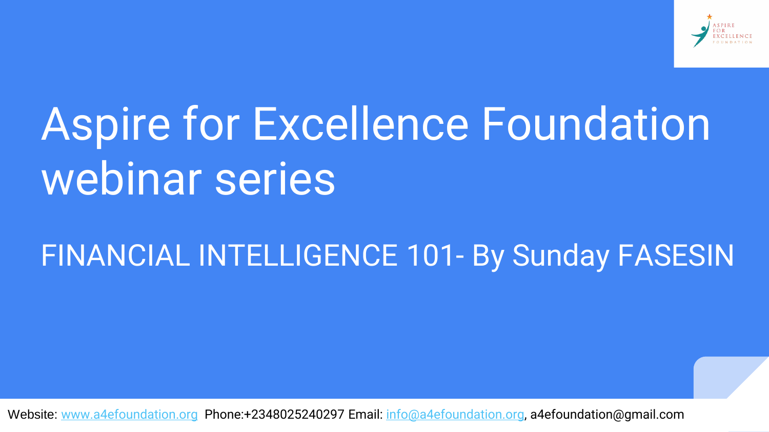# Aspire for Excellence Foundation webinar series

## FINANCIAL INTELLIGENCE 101- By Sunday FASESIN

Website: www.a4efoundation.org Phone:+2348025240297 Email: info@a4efoundation.org, a4efoundation@gmail.com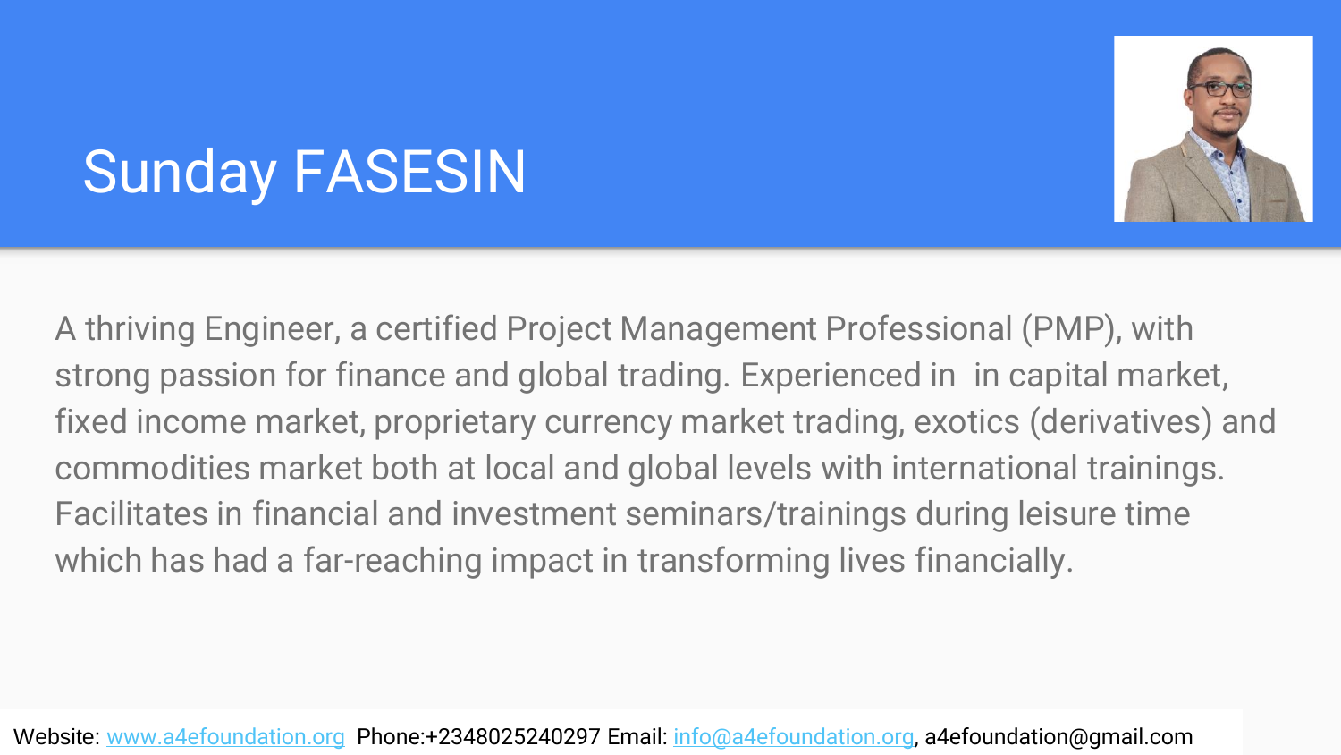# Sunday FASESIN

A thriving Engineer, a certified Project Management Professional (PMP), with strong passion for finance and global trading. Experienced in  in capital market, fixed income market, proprietary currency market trading, exotics (derivatives) and commodities market both at local and global levels with international trainings. Facilitates in financial and investment seminars/trainings during leisure time which has had a far-reaching impact in transforming lives financially.

Website: [www.a4efoundation.org](http://www.a4efoundation.org) Phone:+2348025240297 Email: [info@a4efoundation.org](mailto:info@a4efoundation.org), a4efoundation@gmail.com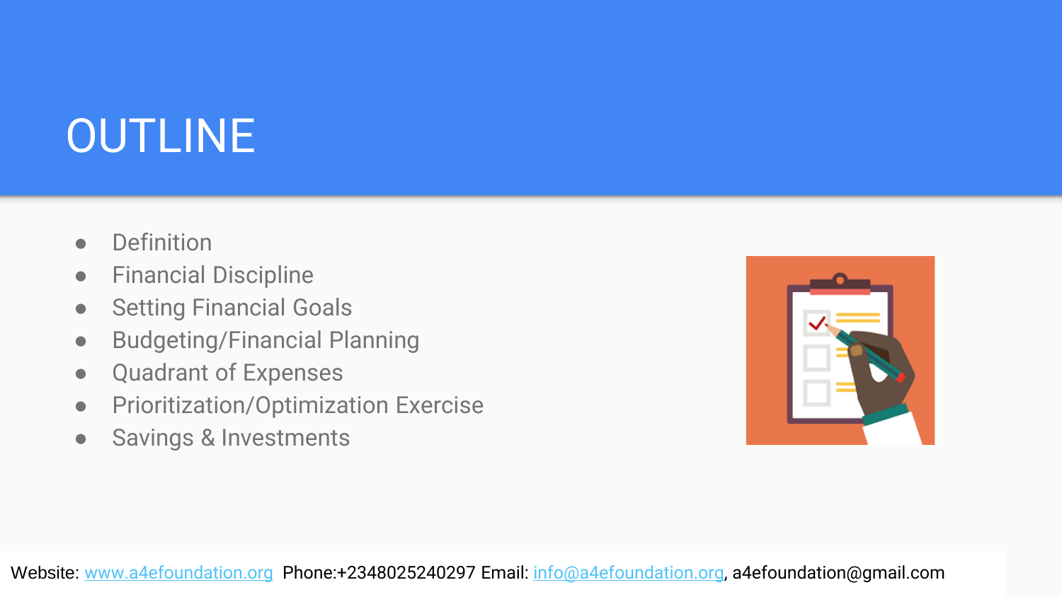# OUTLINE

- Definition
- Financial Discipline
- Setting Financial Goals
- Budgeting/Financial Planning
- Quadrant of Expenses
- Prioritization/Optimization Exercise
- Savings & Investments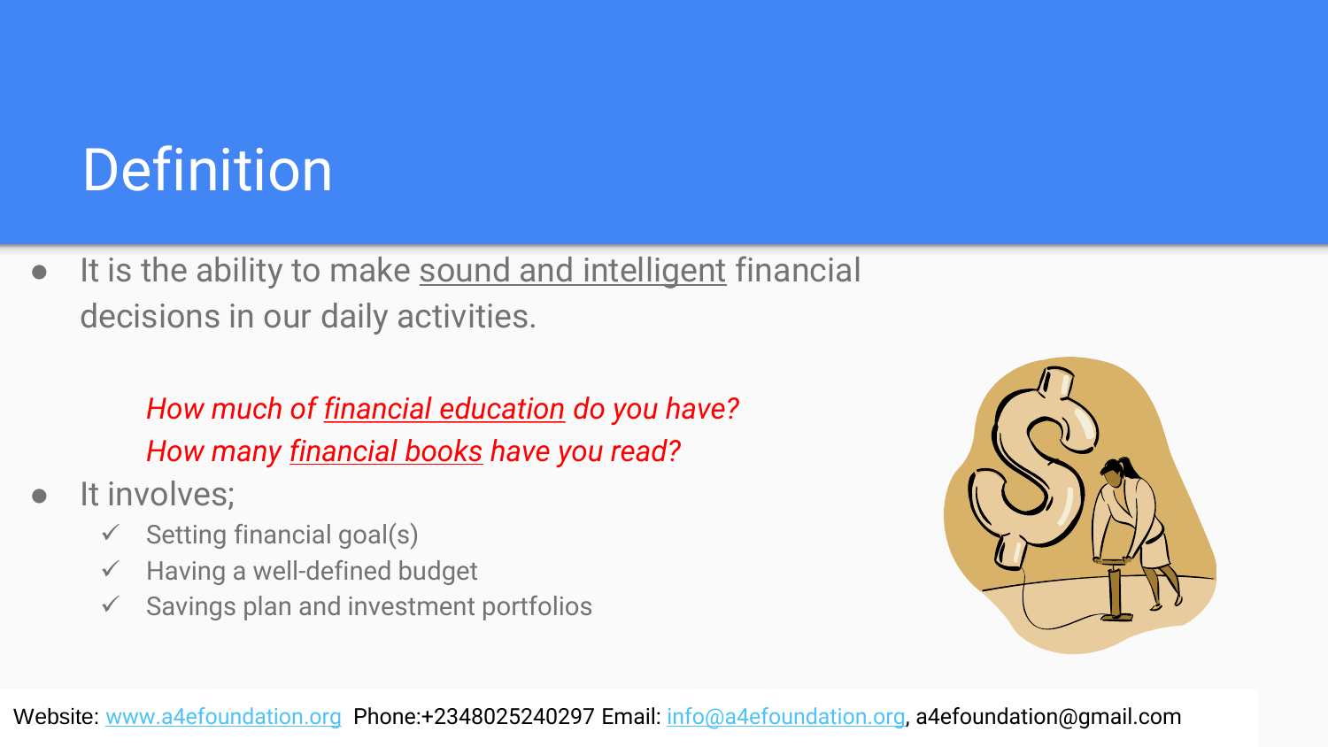# Definition

- It is the ability to make <u>sound and intelligent</u> financial decisions in our daily activities.

  *How much of <u>financial education</u> do you have?*
  *How many <u>financial books</u> have you read?*

- It involves;
  - ✓ Setting financial goal(s)
  - ✓ Having a well-defined budget
  - ✓ Savings plan and investment portfolios

Website: www.a4efoundation.org Phone:+2348025240297 Email: info@a4efoundation.org, a4efoundation@gmail.com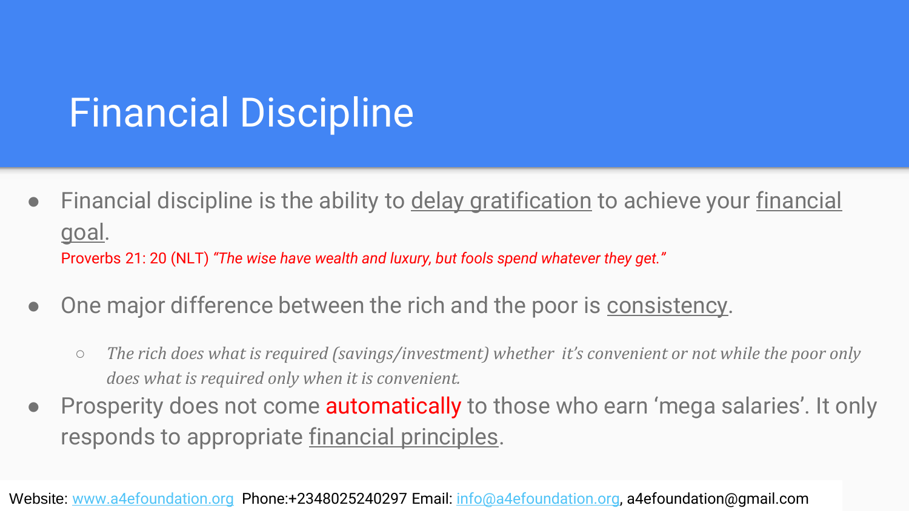# Financial Discipline

- Financial discipline is the ability to <u>delay gratification</u> to achieve your <u>financial goal</u>.
  Proverbs 21: 20 (NLT) *"The wise have wealth and luxury, but fools spend whatever they get."*

- One major difference between the rich and the poor is <u>consistency</u>.
  - *The rich does what is required (savings/investment) whether it's convenient or not while the poor only does what is required only when it is convenient.*

- Prosperity does not come automatically to those who earn 'mega salaries'. It only responds to appropriate <u>financial principles</u>.

Website: www.a4efoundation.org Phone:+2348025240297 Email: info@a4efoundation.org, a4efoundation@gmail.com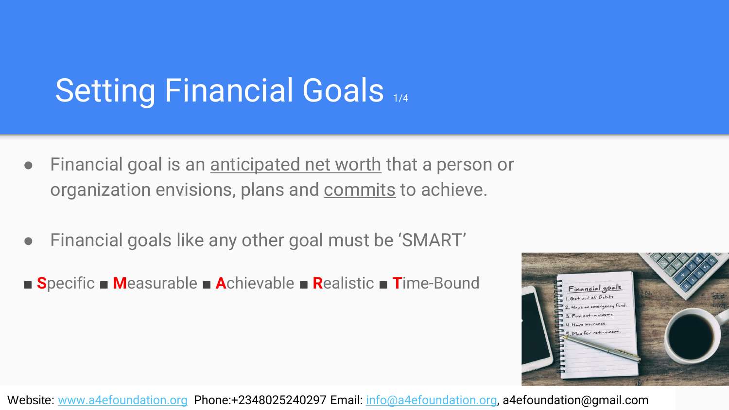# Setting Financial Goals 1/4

- Financial goal is an <u>anticipated net worth</u> that a person or organization envisions, plans and <u>commits</u> to achieve.

- Financial goals like any other goal must be ‘SMART’

■ **S**pecific ■ **M**easurable ■ **A**chievable ■ **R**ealistic ■ **T**ime-Bound

Website: www.a4efoundation.org Phone:+2348025240297 Email: info@a4efoundation.org, a4efoundation@gmail.com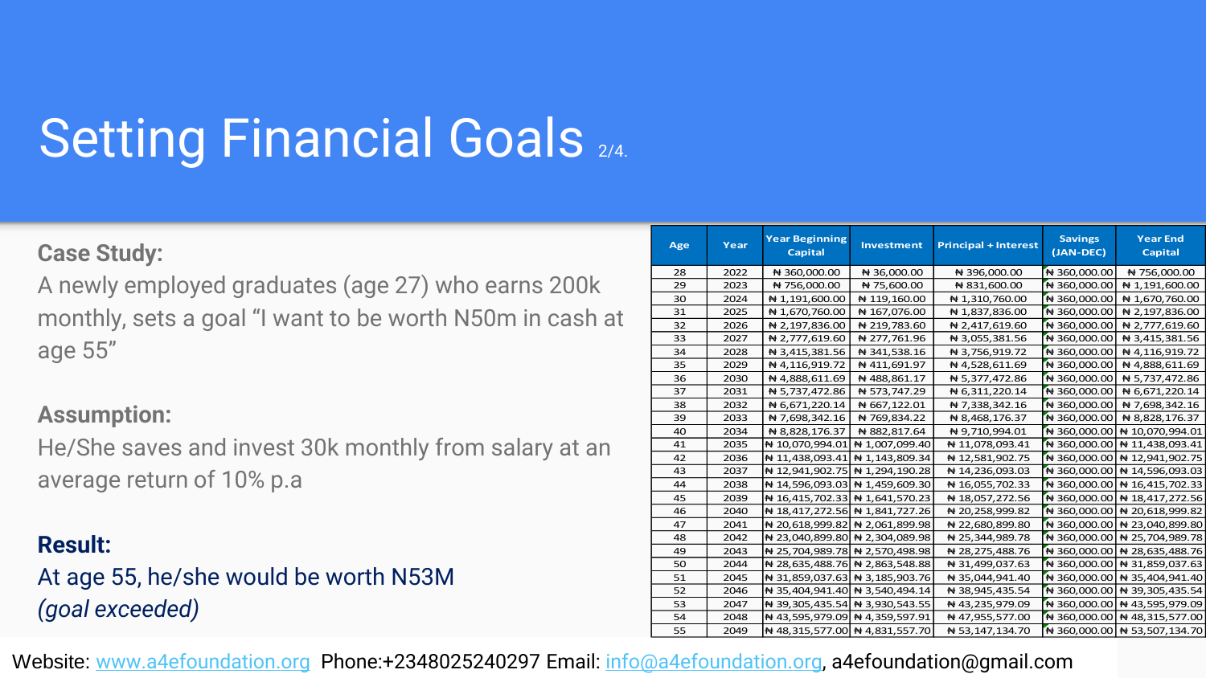# Setting Financial Goals 2/4.

**Case Study:**

A newly employed graduates (age 27) who earns 200k monthly, sets a goal "I want to be worth N50m in cash at age 55"

**Assumption:**

He/She saves and invest 30k monthly from salary at an average return of 10% p.a

**Result:**

At age 55, he/she would be worth N53M *(goal exceeded)*

| Age | Year | Year Beginning Capital | Investment | Principal + Interest | Savings (JAN-DEC) | Year End Capital |
|---|---|---|---|---|---|---|
| 28 | 2022 | ₦ 360,000.00 | ₦ 36,000.00 | ₦ 396,000.00 | ₦ 360,000.00 | ₦ 756,000.00 |
| 29 | 2023 | ₦ 756,000.00 | ₦ 75,600.00 | ₦ 831,600.00 | ₦ 360,000.00 | ₦ 1,191,600.00 |
| 30 | 2024 | ₦ 1,191,600.00 | ₦ 119,160.00 | ₦ 1,310,760.00 | ₦ 360,000.00 | ₦ 1,670,760.00 |
| 31 | 2025 | ₦ 1,670,760.00 | ₦ 167,076.00 | ₦ 1,837,836.00 | ₦ 360,000.00 | ₦ 2,197,836.00 |
| 32 | 2026 | ₦ 2,197,836.00 | ₦ 219,783.60 | ₦ 2,417,619.60 | ₦ 360,000.00 | ₦ 2,777,619.60 |
| 33 | 2027 | ₦ 2,777,619.60 | ₦ 277,761.96 | ₦ 3,055,381.56 | ₦ 360,000.00 | ₦ 3,415,381.56 |
| 34 | 2028 | ₦ 3,415,381.56 | ₦ 341,538.16 | ₦ 3,756,919.72 | ₦ 360,000.00 | ₦ 4,116,919.72 |
| 35 | 2029 | ₦ 4,116,919.72 | ₦ 411,691.97 | ₦ 4,528,611.69 | ₦ 360,000.00 | ₦ 4,888,611.69 |
| 36 | 2030 | ₦ 4,888,611.69 | ₦ 488,861.17 | ₦ 5,377,472.86 | ₦ 360,000.00 | ₦ 5,737,472.86 |
| 37 | 2031 | ₦ 5,737,472.86 | ₦ 573,747.29 | ₦ 6,311,220.14 | ₦ 360,000.00 | ₦ 6,671,220.14 |
| 38 | 2032 | ₦ 6,671,220.14 | ₦ 667,122.01 | ₦ 7,338,342.16 | ₦ 360,000.00 | ₦ 7,698,342.16 |
| 39 | 2033 | ₦ 7,698,342.16 | ₦ 769,834.22 | ₦ 8,468,176.37 | ₦ 360,000.00 | ₦ 8,828,176.37 |
| 40 | 2034 | ₦ 8,828,176.37 | ₦ 882,817.64 | ₦ 9,710,994.01 | ₦ 360,000.00 | ₦ 10,070,994.01 |
| 41 | 2035 | ₦ 10,070,994.01 | ₦ 1,007,099.40 | ₦ 11,078,093.41 | ₦ 360,000.00 | ₦ 11,438,093.41 |
| 42 | 2036 | ₦ 11,438,093.41 | ₦ 1,143,809.34 | ₦ 12,581,902.75 | ₦ 360,000.00 | ₦ 12,941,902.75 |
| 43 | 2037 | ₦ 12,941,902.75 | ₦ 1,294,190.28 | ₦ 14,236,093.03 | ₦ 360,000.00 | ₦ 14,596,093.03 |
| 44 | 2038 | ₦ 14,596,093.03 | ₦ 1,459,609.30 | ₦ 16,055,702.33 | ₦ 360,000.00 | ₦ 16,415,702.33 |
| 45 | 2039 | ₦ 16,415,702.33 | ₦ 1,641,570.23 | ₦ 18,057,272.56 | ₦ 360,000.00 | ₦ 18,417,272.56 |
| 46 | 2040 | ₦ 18,417,272.56 | ₦ 1,841,727.26 | ₦ 20,258,999.82 | ₦ 360,000.00 | ₦ 20,618,999.82 |
| 47 | 2041 | ₦ 20,618,999.82 | ₦ 2,061,899.98 | ₦ 22,680,899.80 | ₦ 360,000.00 | ₦ 23,040,899.80 |
| 48 | 2042 | ₦ 23,040,899.80 | ₦ 2,304,089.98 | ₦ 25,344,989.78 | ₦ 360,000.00 | ₦ 25,704,989.78 |
| 49 | 2043 | ₦ 25,704,989.78 | ₦ 2,570,498.98 | ₦ 28,275,488.76 | ₦ 360,000.00 | ₦ 28,635,488.76 |
| 50 | 2044 | ₦ 28,635,488.76 | ₦ 2,863,548.88 | ₦ 31,499,037.63 | ₦ 360,000.00 | ₦ 31,859,037.63 |
| 51 | 2045 | ₦ 31,859,037.63 | ₦ 3,185,903.76 | ₦ 35,044,941.40 | ₦ 360,000.00 | ₦ 35,404,941.40 |
| 52 | 2046 | ₦ 35,404,941.40 | ₦ 3,540,494.14 | ₦ 38,945,435.54 | ₦ 360,000.00 | ₦ 39,305,435.54 |
| 53 | 2047 | ₦ 39,305,435.54 | ₦ 3,930,543.55 | ₦ 43,235,979.09 | ₦ 360,000.00 | ₦ 43,595,979.09 |
| 54 | 2048 | ₦ 43,595,979.09 | ₦ 4,359,597.91 | ₦ 47,955,577.00 | ₦ 360,000.00 | ₦ 48,315,577.00 |
| 55 | 2049 | ₦ 48,315,577.00 | ₦ 4,831,557.70 | ₦ 53,147,134.70 | ₦ 360,000.00 | ₦ 53,507,134.70 |

Website: www.a4efoundation.org Phone:+2348025240297 Email: info@a4efoundation.org, a4efoundation@gmail.com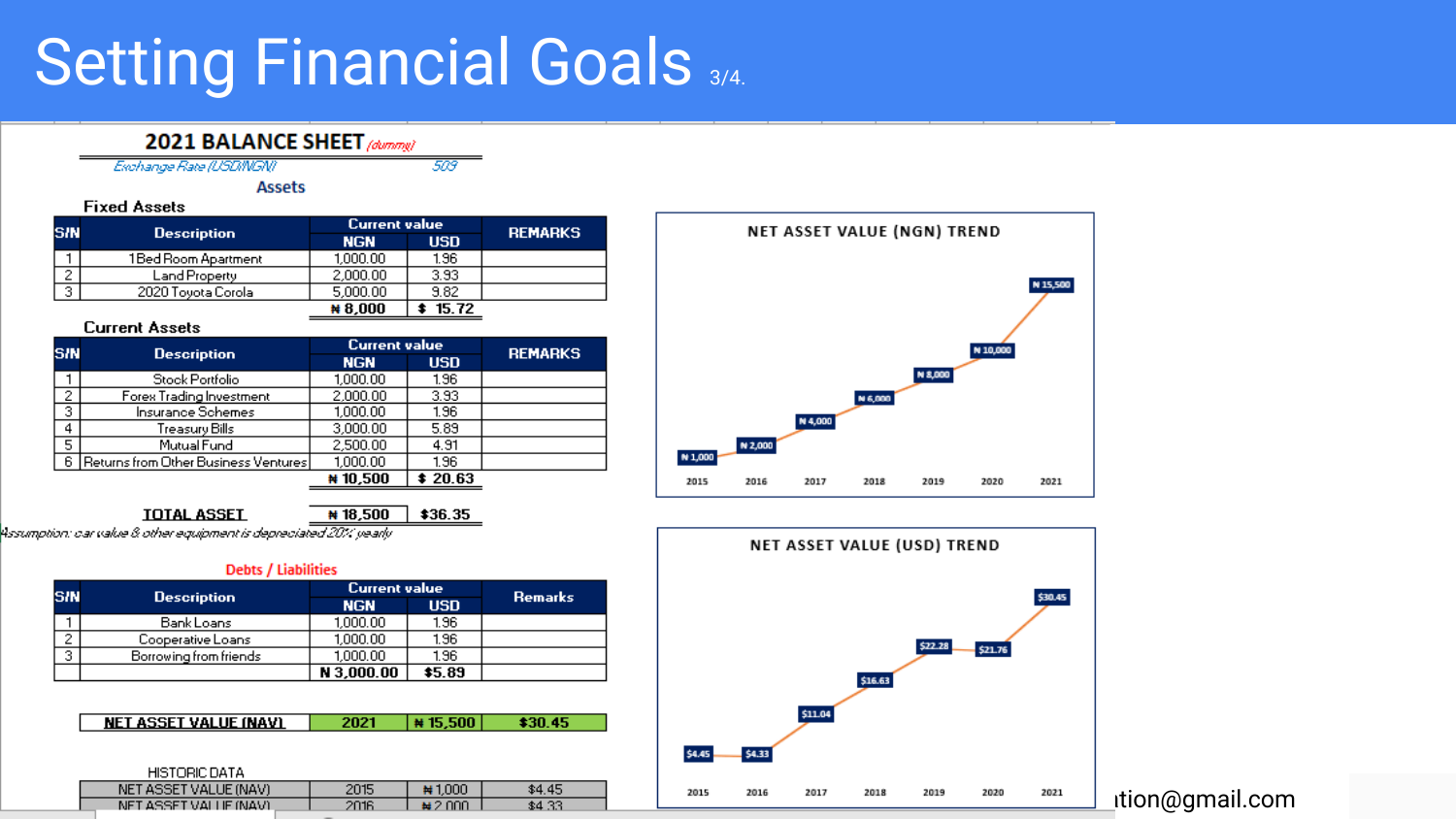# Setting Financial Goals 3/4.

## 2021 BALANCE SHEET *(dummy)*

*Exchange Rate (USD/NGN)* 509

### Assets

**Fixed Assets**

| S/N | Description | Current value | | REMARKS |
|---|---|---|---|---|
| | | NGN | USD | |
| 1 | 1 Bed Room Apartment | 1,000.00 | 1.96 | |
| 2 | Land Property | 2,000.00 | 3.93 | |
| 3 | 2020 Toyota Corola | 5,000.00 | 9.82 | |
| | | ₦ 8,000 | $ 15.72 | |

**Current Assets**

| S/N | Description | Current value | | REMARKS |
|---|---|---|---|---|
| | | NGN | USD | |
| 1 | Stock Portfolio | 1,000.00 | 1.96 | |
| 2 | Forex Trading Investment | 2,000.00 | 3.93 | |
| 3 | Insurance Schemes | 1,000.00 | 1.96 | |
| 4 | Treasury Bills | 3,000.00 | 5.89 | |
| 5 | Mutual Fund | 2,500.00 | 4.91 | |
| 6 | Returns from Other Business Ventures | 1,000.00 | 1.96 | |
| | | ₦ 10,500 | $ 20.63 | |

| TOTAL ASSET | ₦ 18,500 | $36.35 |
|---|---|---|

*Assumption: car value & other equipment is depreciated 20% yearly*

### Debts / Liabilities

| S/N | Description | Current value | | Remarks |
|---|---|---|---|---|
| | | NGN | USD | |
| 1 | Bank Loans | 1,000.00 | 1.96 | |
| 2 | Cooperative Loans | 1,000.00 | 1.96 | |
| 3 | Borrowing from friends | 1,000.00 | 1.96 | |
| | | N 3,000.00 | $5.89 | |

| NET ASSET VALUE (NAV) | 2021 | ₦ 15,500 | $30.45 |
|---|---|---|---|

HISTORIC DATA

| | | | |
|---|---|---|---|
| NET ASSET VALUE (NAV) | 2015 | ₦ 1,000 | $4.45 |
| NET ASSET VALUE (NAV) | 2016 | ₦ 2,000 | $4.33 |

**NET ASSET VALUE (NGN) TREND**

| Year | 2015 | 2016 | 2017 | 2018 | 2019 | 2020 | 2021 |
|---|---|---|---|---|---|---|---|
| NAV (NGN) | ₦ 1,000 | ₦ 2,000 | ₦ 4,000 | ₦ 6,000 | ₦ 8,000 | ₦ 10,000 | ₦ 15,500 |

**NET ASSET VALUE (USD) TREND**

| Year | 2015 | 2016 | 2017 | 2018 | 2019 | 2020 | 2021 |
|---|---|---|---|---|---|---|---|
| NAV (USD) | $4.45 | $4.33 | $11.04 | $16.63 | $22.28 | $21.76 | $30.45 |

ıtion@gmail.com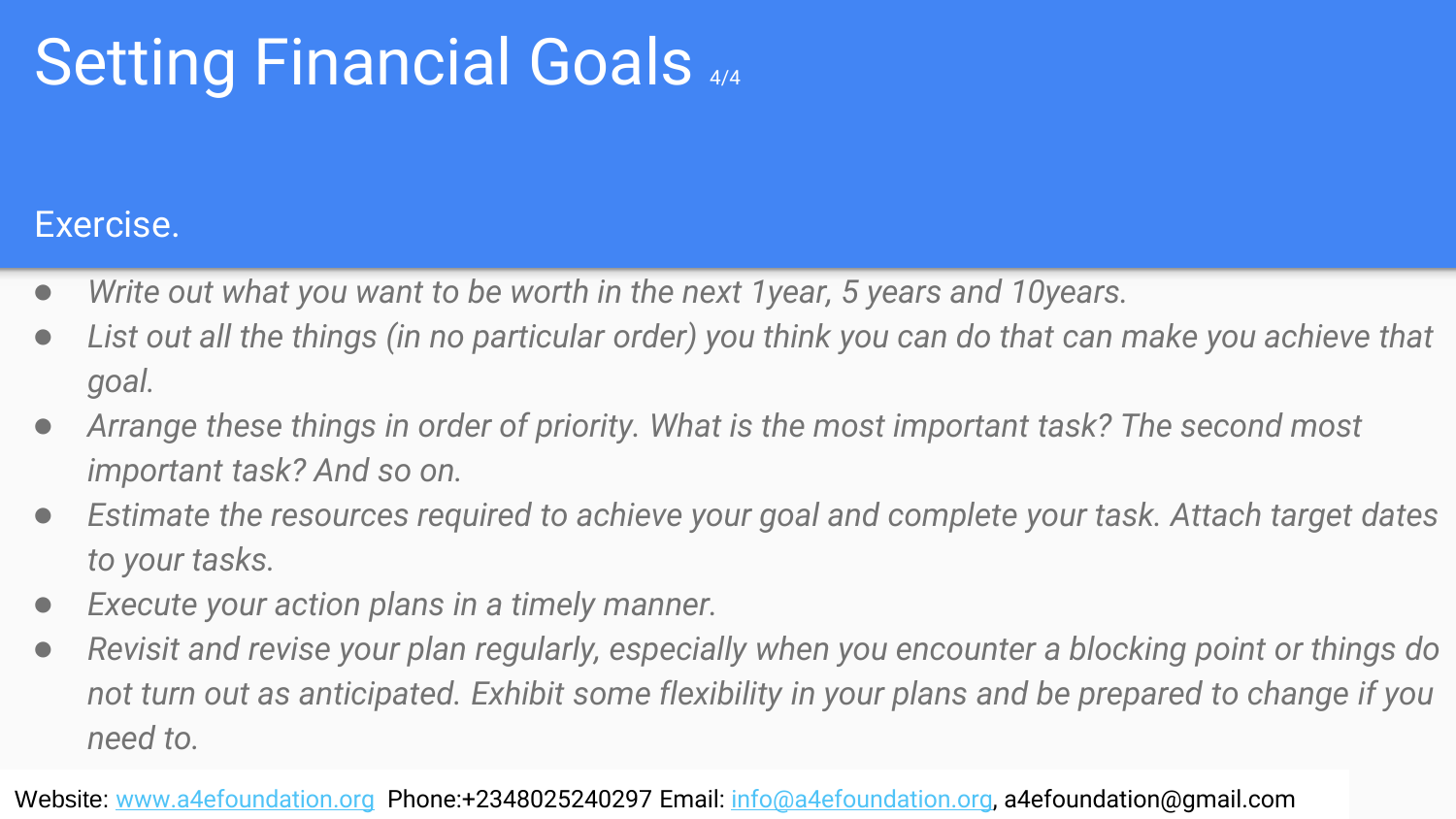# Setting Financial Goals

## Exercise.

- *Write out what you want to be worth in the next 1year, 5 years and 10years.*
- *List out all the things (in no particular order) you think you can do that can make you achieve that goal.*
- *Arrange these things in order of priority. What is the most important task? The second most important task? And so on.*
- *Estimate the resources required to achieve your goal and complete your task. Attach target dates to your tasks.*
- *Execute your action plans in a timely manner.*
- *Revisit and revise your plan regularly, especially when you encounter a blocking point or things do not turn out as anticipated. Exhibit some flexibility in your plans and be prepared to change if you need to.*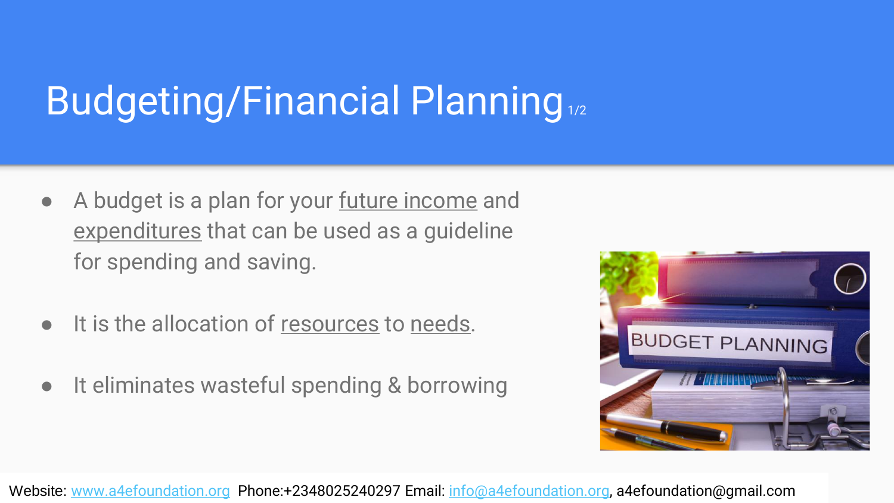# Budgeting/Financial Planning 1/2

- A budget is a plan for your future income and expenditures that can be used as a guideline for spending and saving.
- It is the allocation of resources to needs.
- It eliminates wasteful spending & borrowing

Website: www.a4efoundation.org Phone:+2348025240297 Email: info@a4efoundation.org, a4efoundation@gmail.com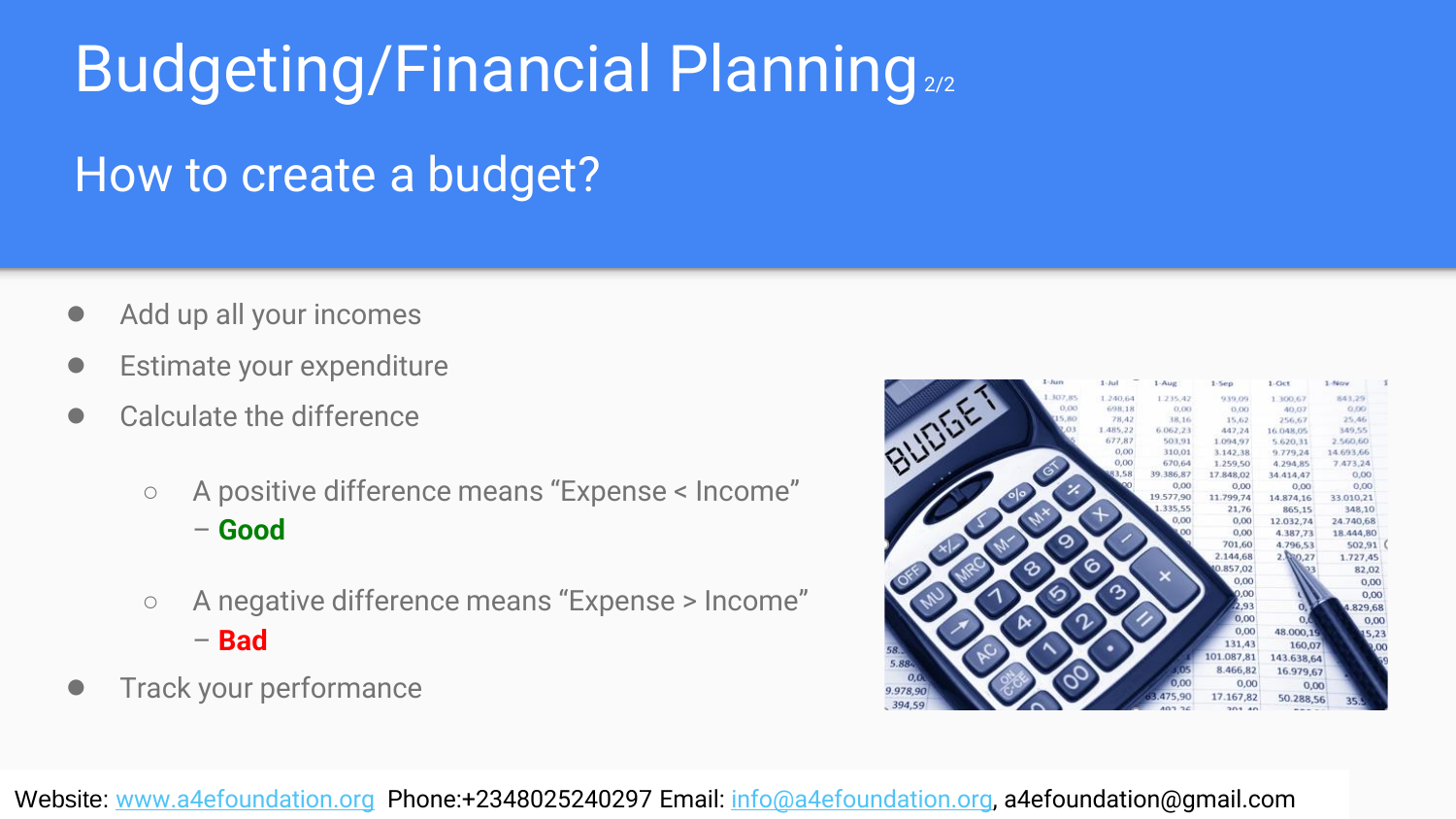# Budgeting/Financial Planning 2/2

## How to create a budget?

- Add up all your incomes
- Estimate your expenditure
- Calculate the difference
  - A positive difference means "Expense < Income" – **Good**
  - A negative difference means "Expense > Income" – **Bad**
- Track your performance

Website: www.a4efoundation.org Phone:+2348025240297 Email: info@a4efoundation.org, a4efoundation@gmail.com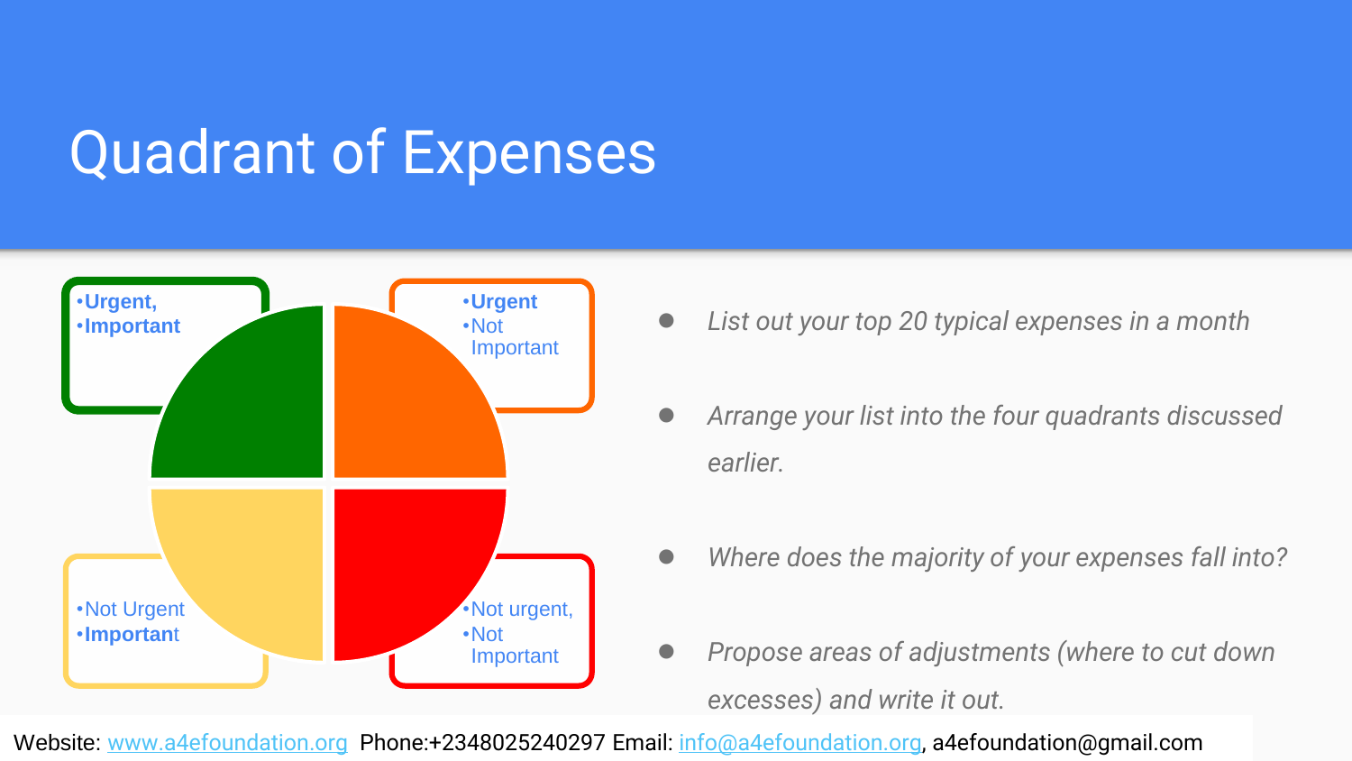# Quadrant of Expenses

- **Urgent,**
- **Important**

- **Urgent**
- Not Important

- Not Urgent
- **Important**

- Not urgent,
- Not Important

- *List out your top 20 typical expenses in a month*
- *Arrange your list into the four quadrants discussed earlier.*
- *Where does the majority of your expenses fall into?*
- *Propose areas of adjustments (where to cut down excesses) and write it out.*

Website: www.a4efoundation.org Phone:+2348025240297 Email: info@a4efoundation.org, a4efoundation@gmail.com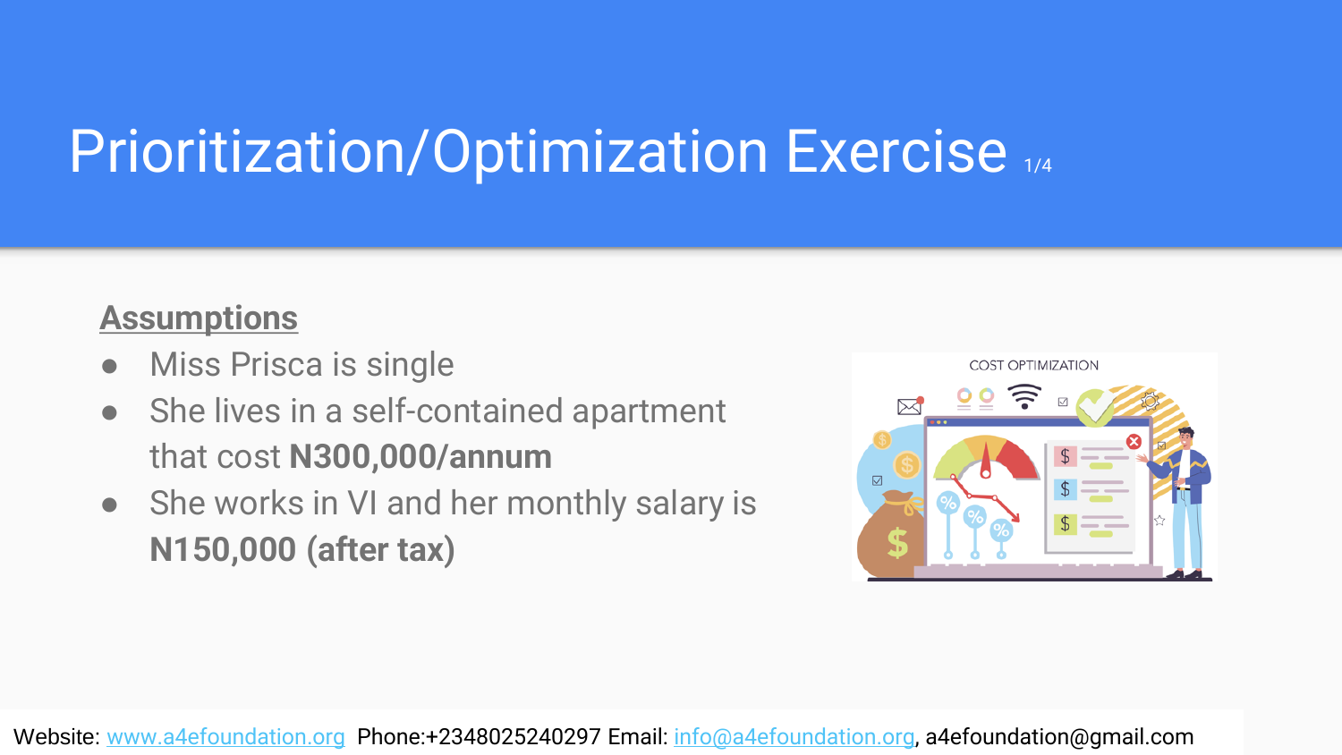# Prioritization/Optimization Exercise 1/4

**Assumptions**

- Miss Prisca is single
- She lives in a self-contained apartment that cost **N300,000/annum**
- She works in VI and her monthly salary is **N150,000 (after tax)**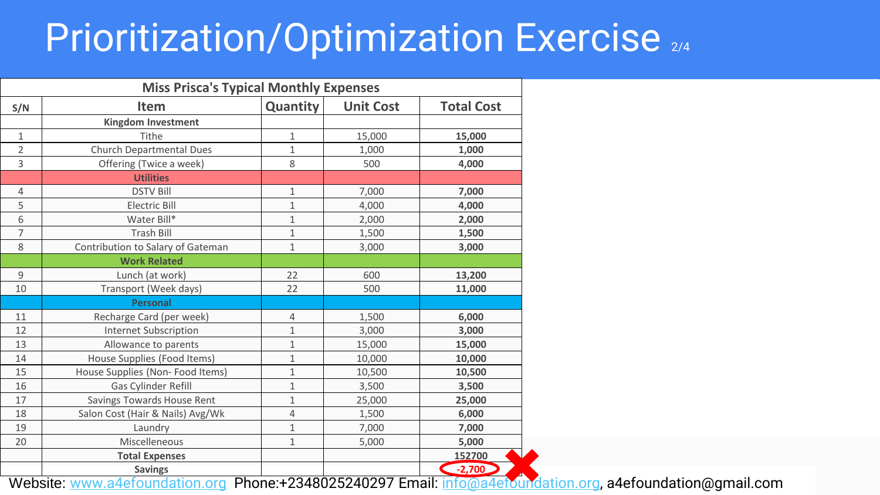# Prioritization/Optimization Exercise 2/4

| S/N | Item | Quantity | Unit Cost | Total Cost |
|---|---|---|---|---|
| | **Miss Prisca's Typical Monthly Expenses** | | | |
| | **Kingdom Investment** | | | |
| 1 | Tithe | 1 | 15,000 | **15,000** |
| 2 | Church Departmental Dues | 1 | 1,000 | **1,000** |
| 3 | Offering (Twice a week) | 8 | 500 | **4,000** |
| | **Utilities** | | | |
| 4 | DSTV Bill | 1 | 7,000 | **7,000** |
| 5 | Electric Bill | 1 | 4,000 | **4,000** |
| 6 | Water Bill* | 1 | 2,000 | **2,000** |
| 7 | Trash Bill | 1 | 1,500 | **1,500** |
| 8 | Contribution to Salary of Gateman | 1 | 3,000 | **3,000** |
| | **Work Related** | | | |
| 9 | Lunch (at work) | 22 | 600 | **13,200** |
| 10 | Transport (Week days) | 22 | 500 | **11,000** |
| | **Personal** | | | |
| 11 | Recharge Card (per week) | 4 | 1,500 | **6,000** |
| 12 | Internet Subscription | 1 | 3,000 | **3,000** |
| 13 | Allowance to parents | 1 | 15,000 | **15,000** |
| 14 | House Supplies (Food Items) | 1 | 10,000 | **10,000** |
| 15 | House Supplies (Non- Food Items) | 1 | 10,500 | **10,500** |
| 16 | Gas Cylinder Refill | 1 | 3,500 | **3,500** |
| 17 | Savings Towards House Rent | 1 | 25,000 | **25,000** |
| 18 | Salon Cost (Hair & Nails) Avg/Wk | 4 | 1,500 | **6,000** |
| 19 | Laundry | 1 | 7,000 | **7,000** |
| 20 | Miscelleneous | 1 | 5,000 | **5,000** |
| | **Total Expenses** | | | **152700** |
| | **Savings** | | | **-2,700** |

Website: www.a4efoundation.org Phone:+2348025240297 Email: info@a4efoundation.org, a4efoundation@gmail.com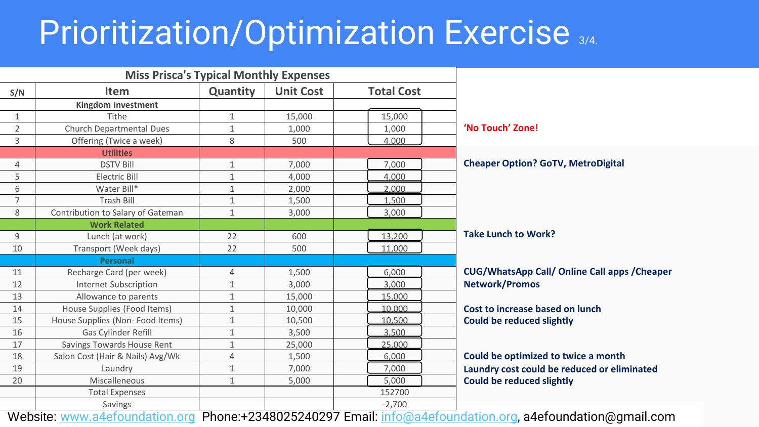# Prioritization/Optimization Exercise 3/4.

**Miss Prisca's Typical Monthly Expenses**

| S/N | Item | Quantity | Unit Cost | Total Cost | |
|---|---|---|---|---|---|
| | **Kingdom Investment** | | | | |
| 1 | Tithe | 1 | 15,000 | 15,000 | |
| 2 | Church Departmental Dues | 1 | 1,000 | 1,000 | **'No Touch' Zone!** |
| 3 | Offering (Twice a week) | 8 | 500 | 4,000 | |
| | **Utilities** | | | | |
| 4 | DSTV Bill | 1 | 7,000 | 7,000 | **Cheaper Option? GoTV, MetroDigital** |
| 5 | Electric Bill | 1 | 4,000 | 4,000 | |
| 6 | Water Bill* | 1 | 2,000 | 2,000 | |
| 7 | Trash Bill | 1 | 1,500 | 1,500 | |
| 8 | Contribution to Salary of Gateman | 1 | 3,000 | 3,000 | |
| | **Work Related** | | | | |
| 9 | Lunch (at work) | 22 | 600 | 13,200 | **Take Lunch to Work?** |
| 10 | Transport (Week days) | 22 | 500 | 11,000 | |
| | **Personal** | | | | |
| 11 | Recharge Card (per week) | 4 | 1,500 | 6,000 | **CUG/WhatsApp Call/ Online Call apps /Cheaper Network/Promos** |
| 12 | Internet Subscription | 1 | 3,000 | 3,000 | |
| 13 | Allowance to parents | 1 | 15,000 | 15,000 | |
| 14 | House Supplies (Food Items) | 1 | 10,000 | 10,000 | **Cost to increase based on lunch** |
| 15 | House Supplies (Non- Food Items) | 1 | 10,500 | 10,500 | **Could be reduced slightly** |
| 16 | Gas Cylinder Refill | 1 | 3,500 | 3,500 | |
| 17 | Savings Towards House Rent | 1 | 25,000 | 25,000 | |
| 18 | Salon Cost (Hair & Nails) Avg/Wk | 4 | 1,500 | 6,000 | **Could be optimized to twice a month** |
| 19 | Laundry | 1 | 7,000 | 7,000 | **Laundry cost could be reduced or eliminated** |
| 20 | Miscelleneous | 1 | 5,000 | 5,000 | **Could be reduced slightly** |
| | Total Expenses | | | 152700 | |
| | Savings | | | -2,700 | |

Website: www.a4efoundation.org Phone:+2348025240297 Email: info@a4efoundation.org, a4efoundation@gmail.com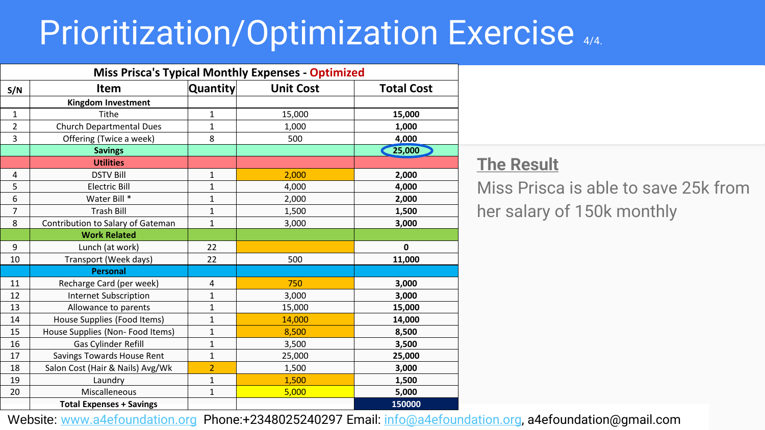# Prioritization/Optimization Exercise 4/4.

| S/N | Item | Quantity | Unit Cost | Total Cost |
|---|---|---|---|---|
| | **Miss Prisca's Typical Monthly Expenses - Optimized** | | | |
| | **Kingdom Investment** | | | |
| 1 | Tithe | 1 | 15,000 | **15,000** |
| 2 | Church Departmental Dues | 1 | 1,000 | **1,000** |
| 3 | Offering (Twice a week) | 8 | 500 | **4,000** |
| | **Savings** | | | **25,000** |
| | **Utilities** | | | |
| 4 | DSTV Bill | 1 | 2,000 | **2,000** |
| 5 | Electric Bill | 1 | 4,000 | **4,000** |
| 6 | Water Bill * | 1 | 2,000 | **2,000** |
| 7 | Trash Bill | 1 | 1,500 | **1,500** |
| 8 | Contribution to Salary of Gateman | 1 | 3,000 | **3,000** |
| | **Work Related** | | | |
| 9 | Lunch (at work) | 22 | | **0** |
| 10 | Transport (Week days) | 22 | 500 | **11,000** |
| | **Personal** | | | |
| 11 | Recharge Card (per week) | 4 | 750 | **3,000** |
| 12 | Internet Subscription | 1 | 3,000 | **3,000** |
| 13 | Allowance to parents | 1 | 15,000 | **15,000** |
| 14 | House Supplies (Food Items) | 1 | 14,000 | **14,000** |
| 15 | House Supplies (Non- Food Items) | 1 | 8,500 | **8,500** |
| 16 | Gas Cylinder Refill | 1 | 3,500 | **3,500** |
| 17 | Savings Towards House Rent | 1 | 25,000 | **25,000** |
| 18 | Salon Cost (Hair & Nails) Avg/Wk | 2 | 1,500 | **3,000** |
| 19 | Laundry | 1 | 1,500 | **1,500** |
| 20 | Miscellaneous | 1 | 5,000 | **5,000** |
| | **Total Expenses + Savings** | | | **150000** |

**The Result**

Miss Prisca is able to save 25k from her salary of 150k monthly

Website: www.a4efoundation.org Phone:+2348025240297 Email: info@a4efoundation.org, a4efoundation@gmail.com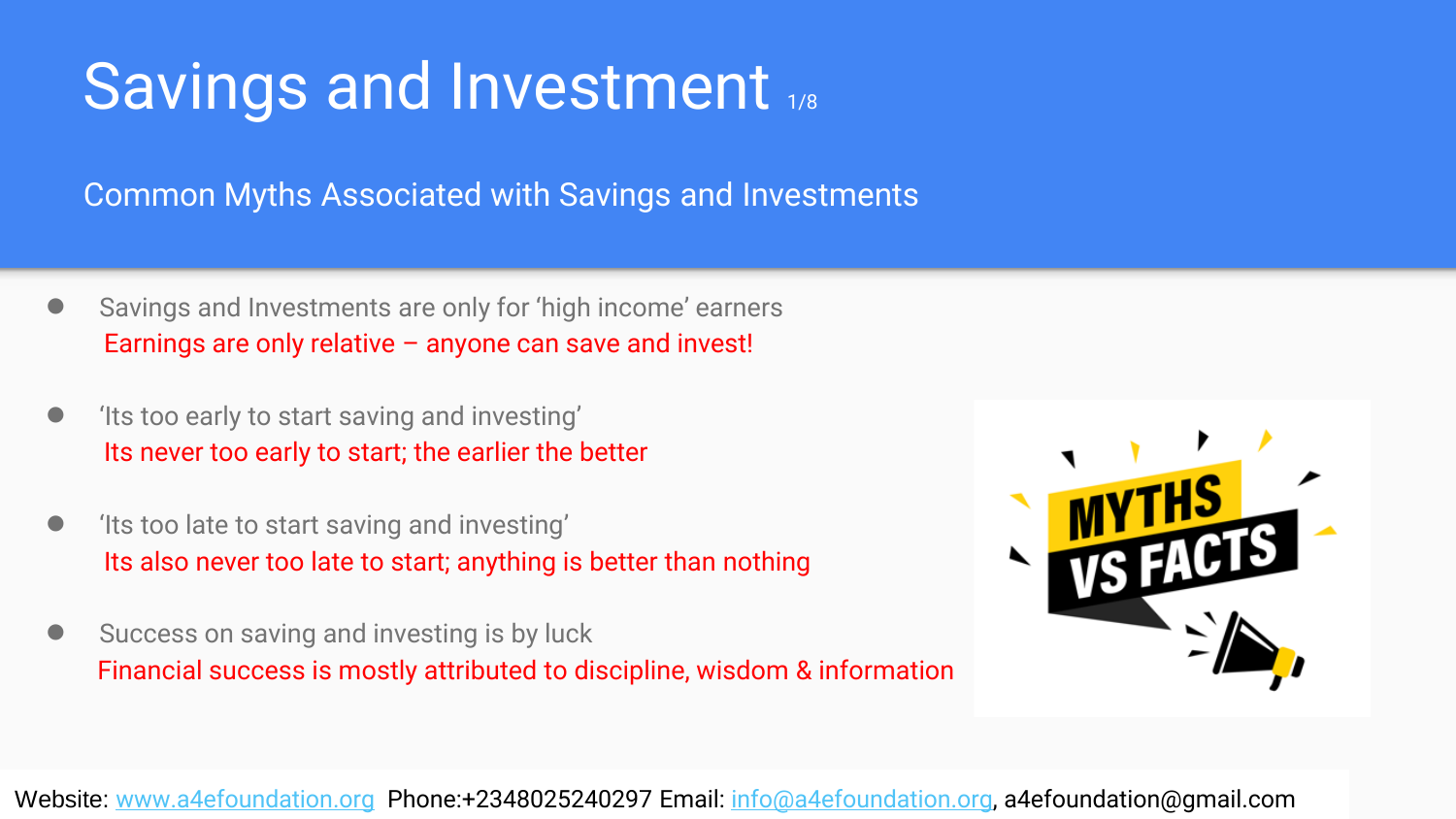# Savings and Investment 1/8

## Common Myths Associated with Savings and Investments

- Savings and Investments are only for ‘high income’ earners
  Earnings are only relative – anyone can save and invest!
- ‘Its too early to start saving and investing’
  Its never too early to start; the earlier the better
- ‘Its too late to start saving and investing’
  Its also never too late to start; anything is better than nothing
- Success on saving and investing is by luck
  Financial success is mostly attributed to discipline, wisdom & information

Website: www.a4efoundation.org Phone:+2348025240297 Email: info@a4efoundation.org, a4efoundation@gmail.com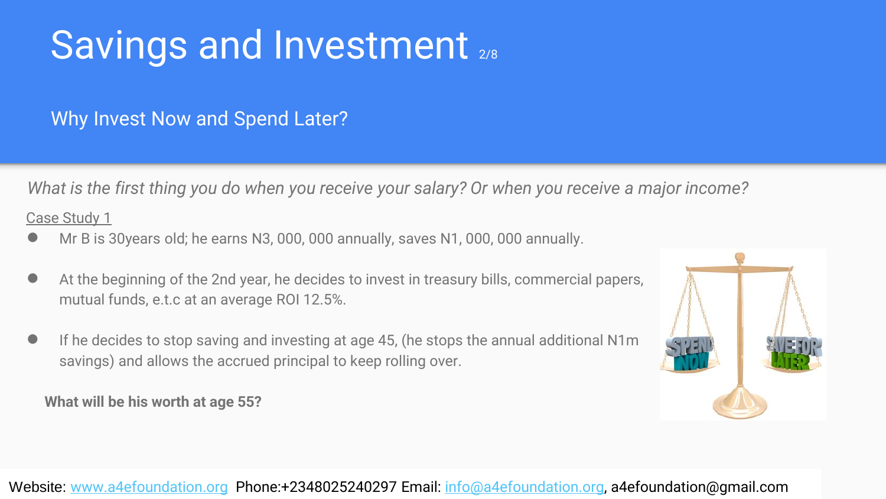# Savings and Investment 2/8

## Why Invest Now and Spend Later?

*What is the first thing you do when you receive your salary? Or when you receive a major income?*

Case Study 1

- Mr B is 30years old; he earns N3, 000, 000 annually, saves N1, 000, 000 annually.
- At the beginning of the 2nd year, he decides to invest in treasury bills, commercial papers, mutual funds, e.t.c at an average ROI 12.5%.
- If he decides to stop saving and investing at age 45, (he stops the annual additional N1m savings) and allows the accrued principal to keep rolling over.

**What will be his worth at age 55?**

Website: www.a4efoundation.org Phone:+2348025240297 Email: info@a4efoundation.org, a4efoundation@gmail.com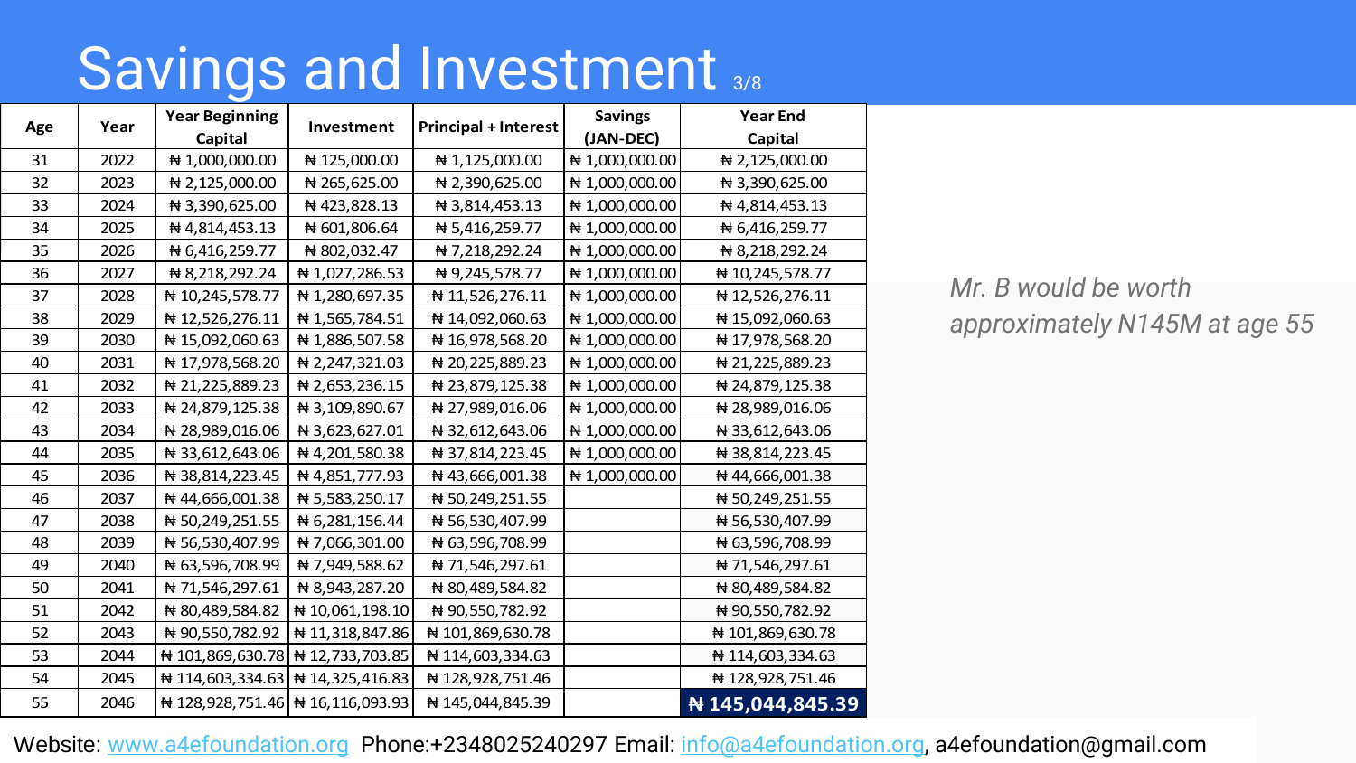# Savings and Investment 3/8

| Age | Year | Year Beginning Capital | Investment | Principal + Interest | Savings (JAN-DEC) | Year End Capital |
|---|---|---|---|---|---|---|
| 31 | 2022 | ₦ 1,000,000.00 | ₦ 125,000.00 | ₦ 1,125,000.00 | ₦ 1,000,000.00 | ₦ 2,125,000.00 |
| 32 | 2023 | ₦ 2,125,000.00 | ₦ 265,625.00 | ₦ 2,390,625.00 | ₦ 1,000,000.00 | ₦ 3,390,625.00 |
| 33 | 2024 | ₦ 3,390,625.00 | ₦ 423,828.13 | ₦ 3,814,453.13 | ₦ 1,000,000.00 | ₦ 4,814,453.13 |
| 34 | 2025 | ₦ 4,814,453.13 | ₦ 601,806.64 | ₦ 5,416,259.77 | ₦ 1,000,000.00 | ₦ 6,416,259.77 |
| 35 | 2026 | ₦ 6,416,259.77 | ₦ 802,032.47 | ₦ 7,218,292.24 | ₦ 1,000,000.00 | ₦ 8,218,292.24 |
| 36 | 2027 | ₦ 8,218,292.24 | ₦ 1,027,286.53 | ₦ 9,245,578.77 | ₦ 1,000,000.00 | ₦ 10,245,578.77 |
| 37 | 2028 | ₦ 10,245,578.77 | ₦ 1,280,697.35 | ₦ 11,526,276.11 | ₦ 1,000,000.00 | ₦ 12,526,276.11 |
| 38 | 2029 | ₦ 12,526,276.11 | ₦ 1,565,784.51 | ₦ 14,092,060.63 | ₦ 1,000,000.00 | ₦ 15,092,060.63 |
| 39 | 2030 | ₦ 15,092,060.63 | ₦ 1,886,507.58 | ₦ 16,978,568.20 | ₦ 1,000,000.00 | ₦ 17,978,568.20 |
| 40 | 2031 | ₦ 17,978,568.20 | ₦ 2,247,321.03 | ₦ 20,225,889.23 | ₦ 1,000,000.00 | ₦ 21,225,889.23 |
| 41 | 2032 | ₦ 21,225,889.23 | ₦ 2,653,236.15 | ₦ 23,879,125.38 | ₦ 1,000,000.00 | ₦ 24,879,125.38 |
| 42 | 2033 | ₦ 24,879,125.38 | ₦ 3,109,890.67 | ₦ 27,989,016.06 | ₦ 1,000,000.00 | ₦ 28,989,016.06 |
| 43 | 2034 | ₦ 28,989,016.06 | ₦ 3,623,627.01 | ₦ 32,612,643.06 | ₦ 1,000,000.00 | ₦ 33,612,643.06 |
| 44 | 2035 | ₦ 33,612,643.06 | ₦ 4,201,580.38 | ₦ 37,814,223.45 | ₦ 1,000,000.00 | ₦ 38,814,223.45 |
| 45 | 2036 | ₦ 38,814,223.45 | ₦ 4,851,777.93 | ₦ 43,666,001.38 | ₦ 1,000,000.00 | ₦ 44,666,001.38 |
| 46 | 2037 | ₦ 44,666,001.38 | ₦ 5,583,250.17 | ₦ 50,249,251.55 | | ₦ 50,249,251.55 |
| 47 | 2038 | ₦ 50,249,251.55 | ₦ 6,281,156.44 | ₦ 56,530,407.99 | | ₦ 56,530,407.99 |
| 48 | 2039 | ₦ 56,530,407.99 | ₦ 7,066,301.00 | ₦ 63,596,708.99 | | ₦ 63,596,708.99 |
| 49 | 2040 | ₦ 63,596,708.99 | ₦ 7,949,588.62 | ₦ 71,546,297.61 | | ₦ 71,546,297.61 |
| 50 | 2041 | ₦ 71,546,297.61 | ₦ 8,943,287.20 | ₦ 80,489,584.82 | | ₦ 80,489,584.82 |
| 51 | 2042 | ₦ 80,489,584.82 | ₦ 10,061,198.10 | ₦ 90,550,782.92 | | ₦ 90,550,782.92 |
| 52 | 2043 | ₦ 90,550,782.92 | ₦ 11,318,847.86 | ₦ 101,869,630.78 | | ₦ 101,869,630.78 |
| 53 | 2044 | ₦ 101,869,630.78 | ₦ 12,733,703.85 | ₦ 114,603,334.63 | | ₦ 114,603,334.63 |
| 54 | 2045 | ₦ 114,603,334.63 | ₦ 14,325,416.83 | ₦ 128,928,751.46 | | ₦ 128,928,751.46 |
| 55 | 2046 | ₦ 128,928,751.46 | ₦ 16,116,093.93 | ₦ 145,044,845.39 | | **₦ 145,044,845.39** |

*Mr. B would be worth approximately N145M at age 55*

Website: www.a4efoundation.org Phone:+2348025240297 Email: info@a4efoundation.org, a4efoundation@gmail.com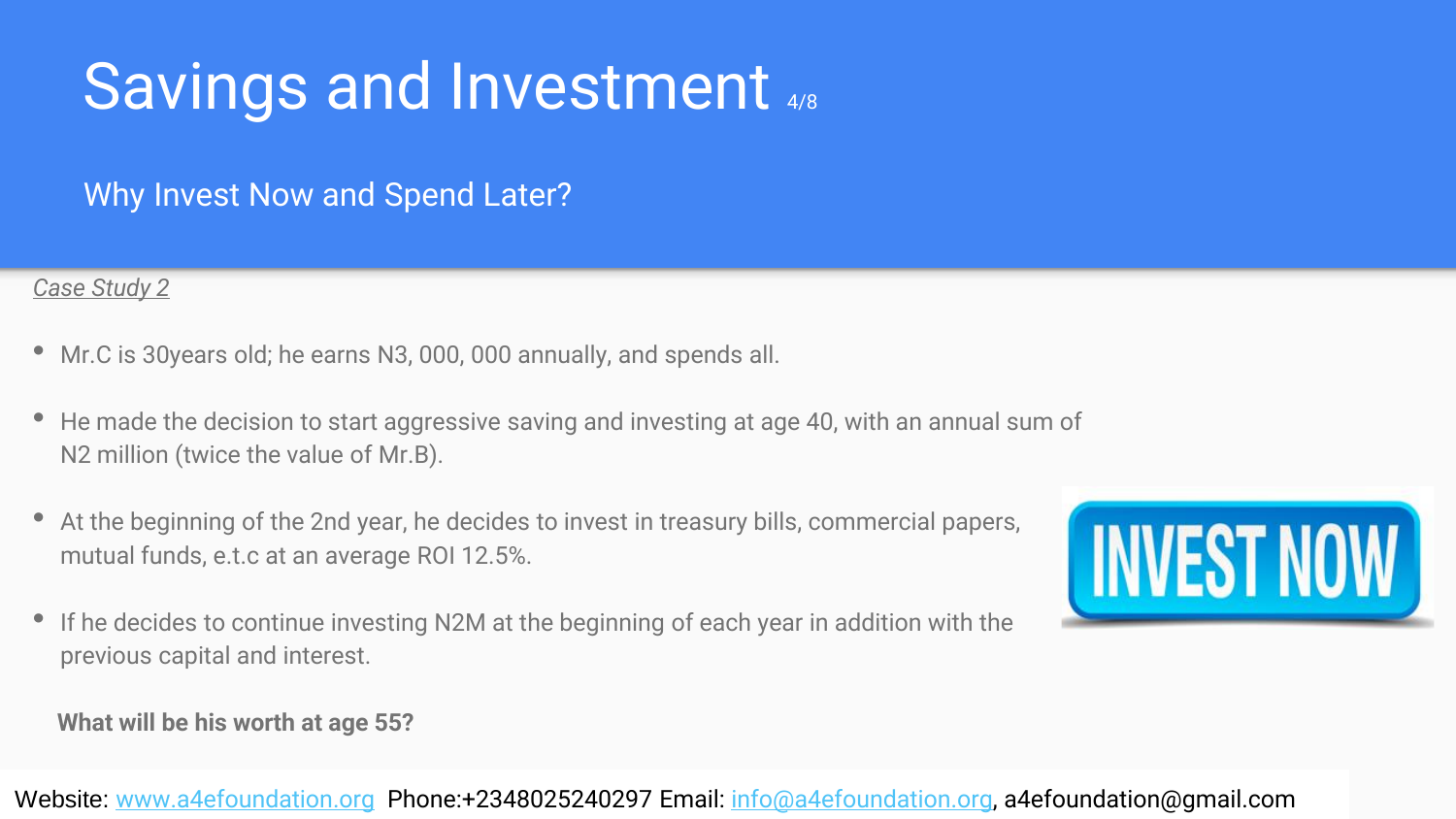# Savings and Investment 4/8

## Why Invest Now and Spend Later?

*Case Study 2*

- Mr.C is 30years old; he earns N3, 000, 000 annually, and spends all.
- He made the decision to start aggressive saving and investing at age 40, with an annual sum of N2 million (twice the value of Mr.B).
- At the beginning of the 2nd year, he decides to invest in treasury bills, commercial papers, mutual funds, e.t.c at an average ROI 12.5%.
- If he decides to continue investing N2M at the beginning of each year in addition with the previous capital and interest.

**What will be his worth at age 55?**

Website: www.a4efoundation.org Phone:+2348025240297 Email: info@a4efoundation.org, a4efoundation@gmail.com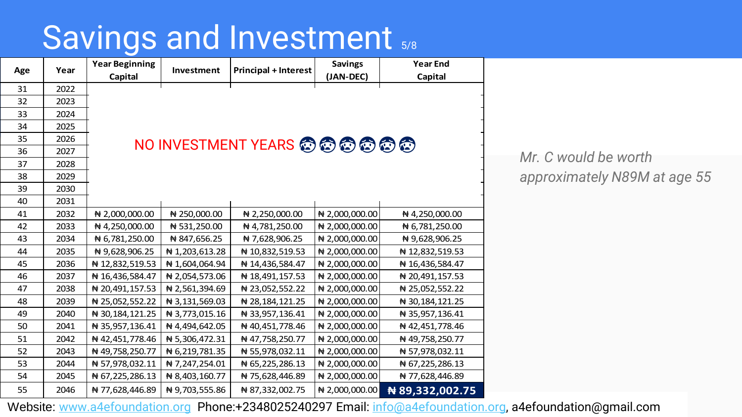# Savings and Investment 5/8

| Age | Year | Year Beginning Capital | Investment | Principal + Interest | Savings (JAN-DEC) | Year End Capital |
|---|---|---|---|---|---|---|
| 31 | 2022 | NO INVESTMENT YEARS 😰😰😰😰😰😰 | | | | |
| 32 | 2023 | | | | | |
| 33 | 2024 | | | | | |
| 34 | 2025 | | | | | |
| 35 | 2026 | | | | | |
| 36 | 2027 | | | | | |
| 37 | 2028 | | | | | |
| 38 | 2029 | | | | | |
| 39 | 2030 | | | | | |
| 40 | 2031 | | | | | |
| 41 | 2032 | ₦ 2,000,000.00 | ₦ 250,000.00 | ₦ 2,250,000.00 | ₦ 2,000,000.00 | ₦ 4,250,000.00 |
| 42 | 2033 | ₦ 4,250,000.00 | ₦ 531,250.00 | ₦ 4,781,250.00 | ₦ 2,000,000.00 | ₦ 6,781,250.00 |
| 43 | 2034 | ₦ 6,781,250.00 | ₦ 847,656.25 | ₦ 7,628,906.25 | ₦ 2,000,000.00 | ₦ 9,628,906.25 |
| 44 | 2035 | ₦ 9,628,906.25 | ₦ 1,203,613.28 | ₦ 10,832,519.53 | ₦ 2,000,000.00 | ₦ 12,832,519.53 |
| 45 | 2036 | ₦ 12,832,519.53 | ₦ 1,604,064.94 | ₦ 14,436,584.47 | ₦ 2,000,000.00 | ₦ 16,436,584.47 |
| 46 | 2037 | ₦ 16,436,584.47 | ₦ 2,054,573.06 | ₦ 18,491,157.53 | ₦ 2,000,000.00 | ₦ 20,491,157.53 |
| 47 | 2038 | ₦ 20,491,157.53 | ₦ 2,561,394.69 | ₦ 23,052,552.22 | ₦ 2,000,000.00 | ₦ 25,052,552.22 |
| 48 | 2039 | ₦ 25,052,552.22 | ₦ 3,131,569.03 | ₦ 28,184,121.25 | ₦ 2,000,000.00 | ₦ 30,184,121.25 |
| 49 | 2040 | ₦ 30,184,121.25 | ₦ 3,773,015.16 | ₦ 33,957,136.41 | ₦ 2,000,000.00 | ₦ 35,957,136.41 |
| 50 | 2041 | ₦ 35,957,136.41 | ₦ 4,494,642.05 | ₦ 40,451,778.46 | ₦ 2,000,000.00 | ₦ 42,451,778.46 |
| 51 | 2042 | ₦ 42,451,778.46 | ₦ 5,306,472.31 | ₦ 47,758,250.77 | ₦ 2,000,000.00 | ₦ 49,758,250.77 |
| 52 | 2043 | ₦ 49,758,250.77 | ₦ 6,219,781.35 | ₦ 55,978,032.11 | ₦ 2,000,000.00 | ₦ 57,978,032.11 |
| 53 | 2044 | ₦ 57,978,032.11 | ₦ 7,247,254.01 | ₦ 65,225,286.13 | ₦ 2,000,000.00 | ₦ 67,225,286.13 |
| 54 | 2045 | ₦ 67,225,286.13 | ₦ 8,403,160.77 | ₦ 75,628,446.89 | ₦ 2,000,000.00 | ₦ 77,628,446.89 |
| 55 | 2046 | ₦ 77,628,446.89 | ₦ 9,703,555.86 | ₦ 87,332,002.75 | ₦ 2,000,000.00 | **₦ 89,332,002.75** |

*Mr. C would be worth approximately N89M at age 55*

Website: www.a4efoundation.org Phone:+2348025240297 Email: info@a4efoundation.org, a4efoundation@gmail.com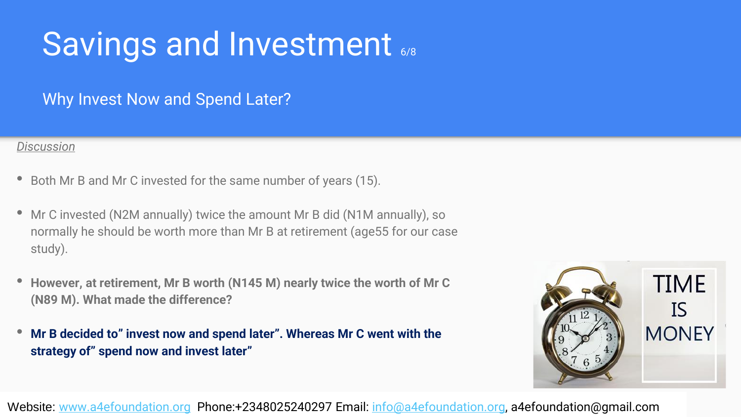# Savings and Investment 6/8

## Why Invest Now and Spend Later?

*Discussion*

- Both Mr B and Mr C invested for the same number of years (15).
- Mr C invested (N2M annually) twice the amount Mr B did (N1M annually), so normally he should be worth more than Mr B at retirement (age55 for our case study).
- **However, at retirement, Mr B worth (N145 M) nearly twice the worth of Mr C (N89 M). What made the difference?**
- **Mr B decided to" invest now and spend later". Whereas Mr C went with the strategy of" spend now and invest later"**

Website: www.a4efoundation.org Phone:+2348025240297 Email: info@a4efoundation.org, a4efoundation@gmail.com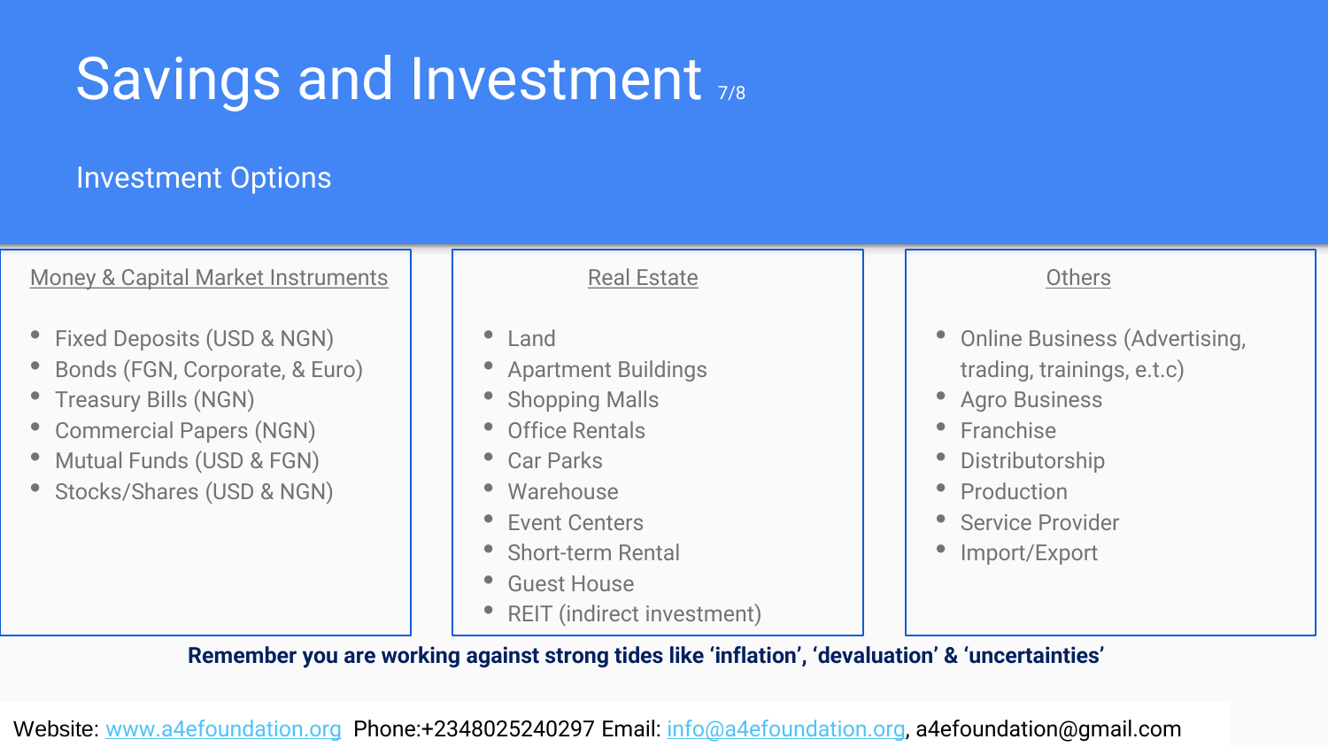# Savings and Investment

## Investment Options

### Money & Capital Market Instruments

- Fixed Deposits (USD & NGN)
- Bonds (FGN, Corporate, & Euro)
- Treasury Bills (NGN)
- Commercial Papers (NGN)
- Mutual Funds (USD & FGN)
- Stocks/Shares (USD & NGN)

### Real Estate

- Land
- Apartment Buildings
- Shopping Malls
- Office Rentals
- Car Parks
- Warehouse
- Event Centers
- Short-term Rental
- Guest House
- REIT (indirect investment)

### Others

- Online Business (Advertising, trading, trainings, e.t.c)
- Agro Business
- Franchise
- Distributorship
- Production
- Service Provider
- Import/Export

**Remember you are working against strong tides like 'inflation', 'devaluation' & 'uncertainties'**

Website: www.a4efoundation.org Phone:+2348025240297 Email: info@a4efoundation.org, a4efoundation@gmail.com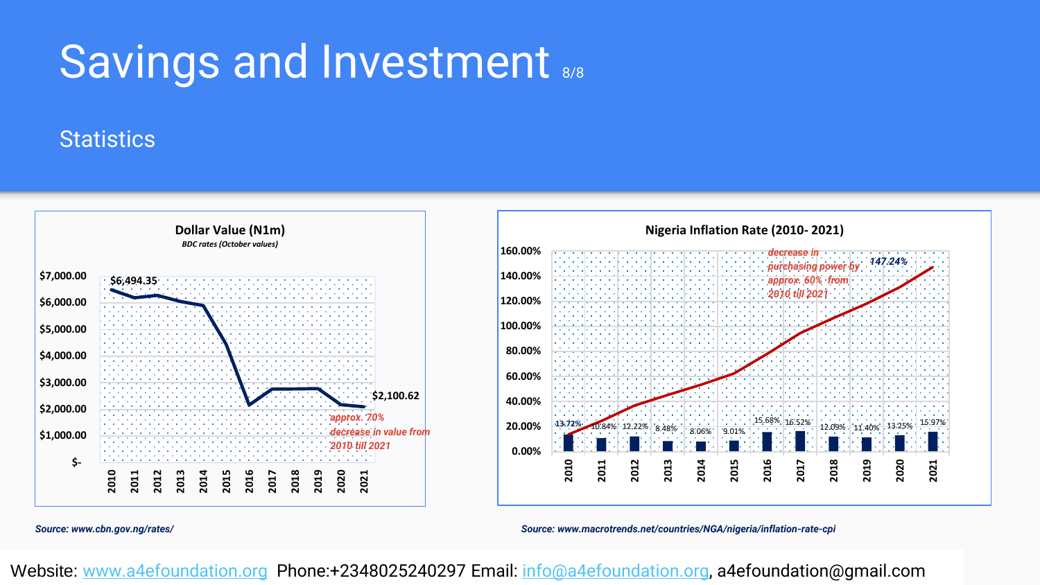# Savings and Investment

## Statistics

**Dollar Value (N1m)**

*BDC rates (October values)*

$6,494.35

$2,100.62

approx. 70% decrease in value from 2010 till 2021

*Source: www.cbn.gov.ng/rates/*

**Nigeria Inflation Rate (2010- 2021)**

| Year | Inflation Rate |
|---|---|
| 2010 | 13.72% |
| 2011 | 10.84% |
| 2012 | 12.22% |
| 2013 | 8.48% |
| 2014 | 8.06% |
| 2015 | 9.01% |
| 2016 | 15.68% |
| 2017 | 16.52% |
| 2018 | 12.09% |
| 2019 | 11.40% |
| 2020 | 13.25% |
| 2021 | 15.97% |

147.24%

decrease in purchasing power by approx. 60% from 2010 till 2021

*Source: www.macrotrends.net/countries/NGA/nigeria/inflation-rate-cpi*

Website: www.a4efoundation.org Phone:+2348025240297 Email: info@a4efoundation.org, a4efoundation@gmail.com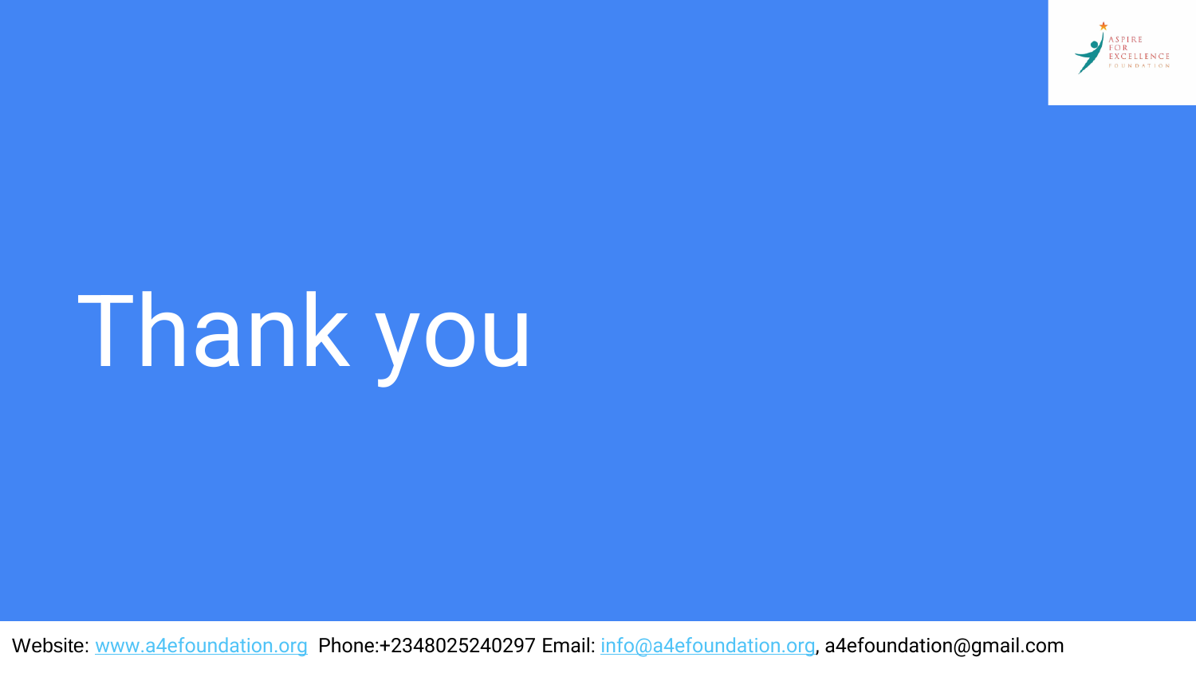# Thank you

Website: www.a4efoundation.org Phone:+2348025240297 Email: info@a4efoundation.org, a4efoundation@gmail.com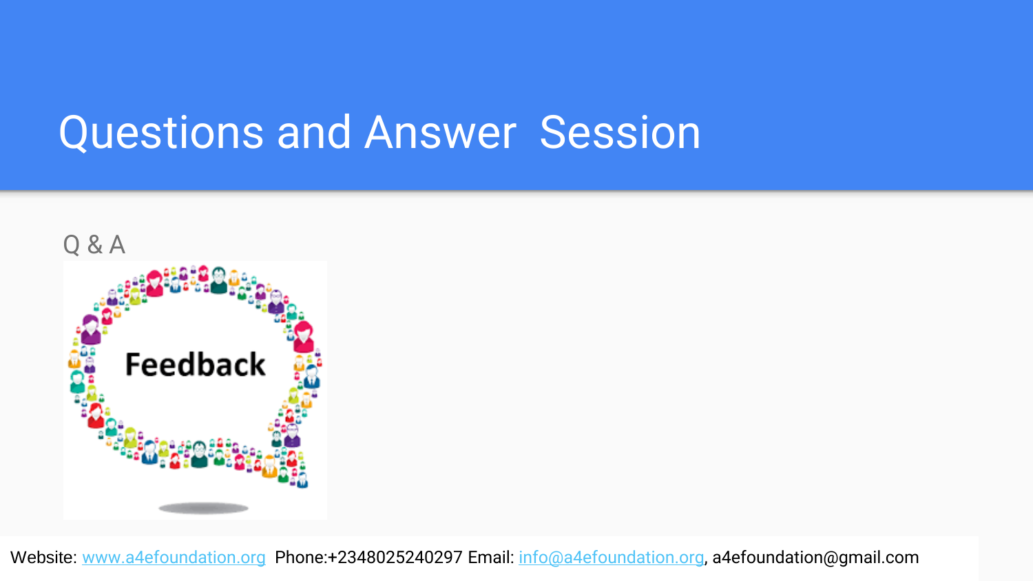# Questions and Answer Session

Q & A

Feedback

Website: www.a4efoundation.org Phone:+2348025240297 Email: info@a4efoundation.org, a4efoundation@gmail.com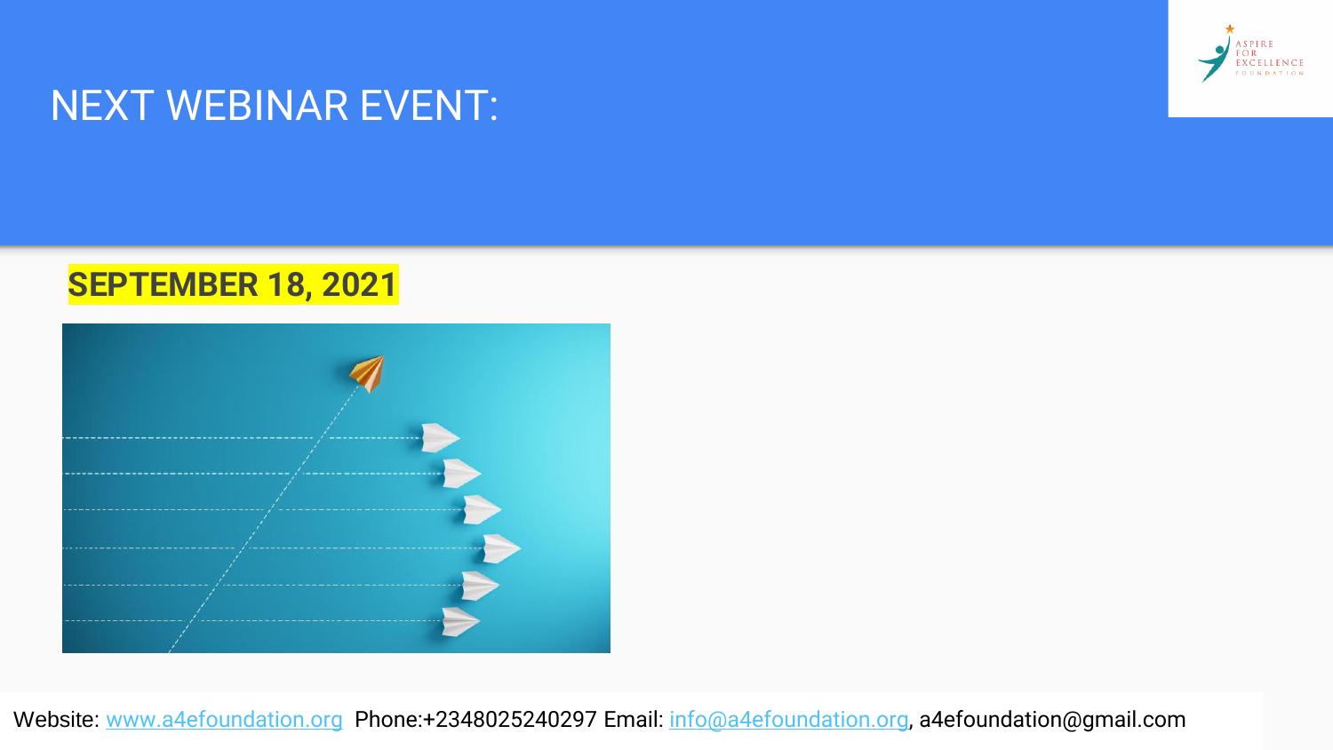# NEXT WEBINAR EVENT:

**SEPTEMBER 18, 2021**

Website: www.a4efoundation.org Phone:+2348025240297 Email: info@a4efoundation.org, a4efoundation@gmail.com